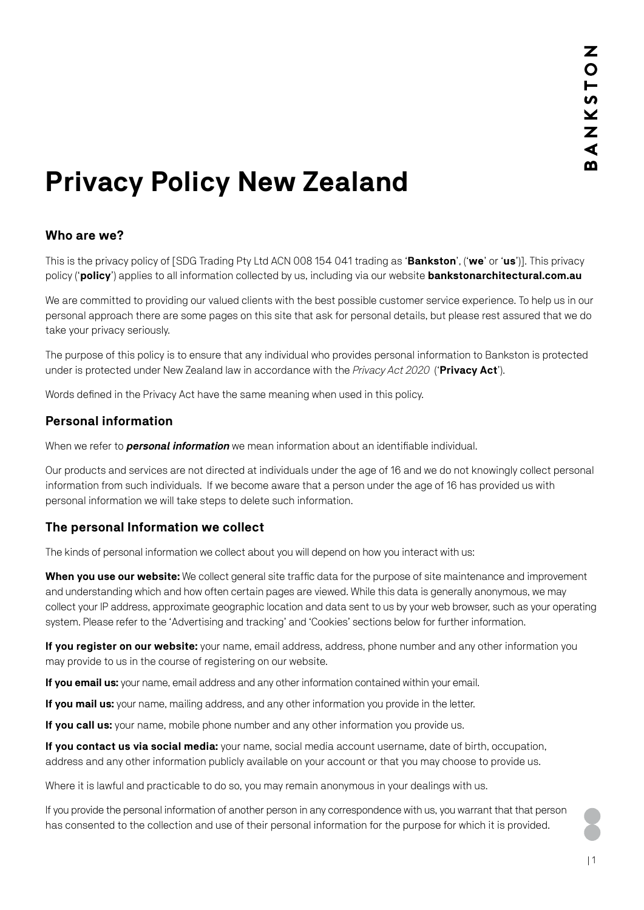# Privacy Policy New Zealand

## Who are we?

This is the privacy policy of [SDG Trading Pty Ltd ACN 008 154 041 trading as '**Bankston**', ('**we**' or '**us**')]. This privacy policy ('**policy**') applies to all information collected by us, including via our website **bankstonarchitectural.com.au**

We are committed to providing our valued clients with the best possible customer service experience. To help us in our personal approach there are some pages on this site that ask for personal details, but please rest assured that we do take your privacy seriously.

The purpose of this policy is to ensure that any individual who provides personal information to Bankston is protected under is protected under New Zealand law in accordance with the *Privacy Act 2020* ('**Privacy Act**').

Words defined in the Privacy Act have the same meaning when used in this policy.

## Personal information

When we refer to ***personal information*** we mean information about an identifiable individual.

Our products and services are not directed at individuals under the age of 16 and we do not knowingly collect personal information from such individuals. If we become aware that a person under the age of 16 has provided us with personal information we will take steps to delete such information.

## The personal Information we collect

The kinds of personal information we collect about you will depend on how you interact with us:

**When you use our website:** We collect general site traffic data for the purpose of site maintenance and improvement and understanding which and how often certain pages are viewed. While this data is generally anonymous, we may collect your IP address, approximate geographic location and data sent to us by your web browser, such as your operating system. Please refer to the 'Advertising and tracking' and 'Cookies' sections below for further information.

**If you register on our website:** your name, email address, address, phone number and any other information you may provide to us in the course of registering on our website.

**If you email us:** your name, email address and any other information contained within your email.

**If you mail us:** your name, mailing address, and any other information you provide in the letter.

**If you call us:** your name, mobile phone number and any other information you provide us.

**If you contact us via social media:** your name, social media account username, date of birth, occupation, address and any other information publicly available on your account or that you may choose to provide us.

Where it is lawful and practicable to do so, you may remain anonymous in your dealings with us.

If you provide the personal information of another person in any correspondence with us, you warrant that that person has consented to the collection and use of their personal information for the purpose for which it is provided.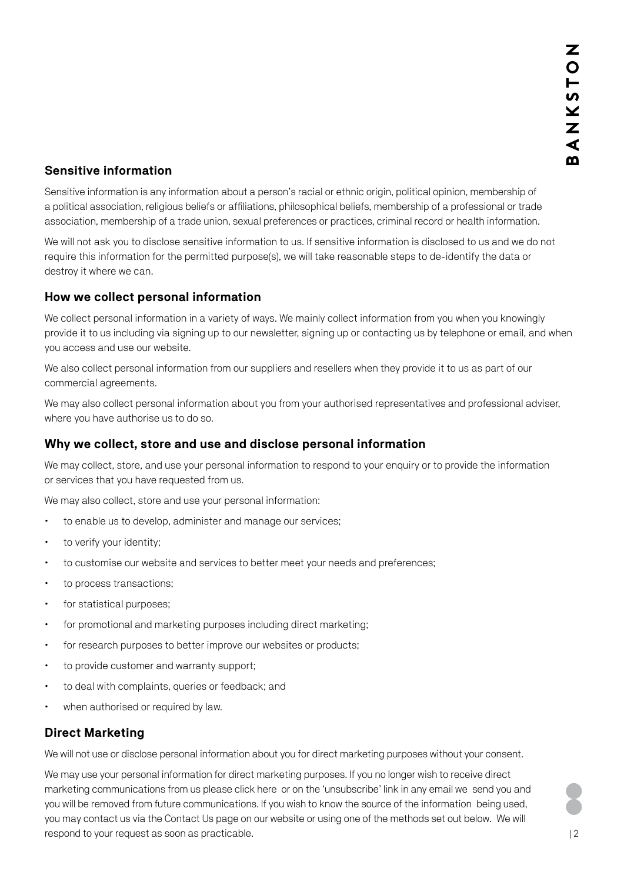## Sensitive information

Sensitive information is any information about a person's racial or ethnic origin, political opinion, membership of a political association, religious beliefs or affiliations, philosophical beliefs, membership of a professional or trade association, membership of a trade union, sexual preferences or practices, criminal record or health information.

We will not ask you to disclose sensitive information to us. If sensitive information is disclosed to us and we do not require this information for the permitted purpose(s), we will take reasonable steps to de-identify the data or destroy it where we can.

## How we collect personal information

We collect personal information in a variety of ways. We mainly collect information from you when you knowingly provide it to us including via signing up to our newsletter, signing up or contacting us by telephone or email, and when you access and use our website.

We also collect personal information from our suppliers and resellers when they provide it to us as part of our commercial agreements.

We may also collect personal information about you from your authorised representatives and professional adviser, where you have authorise us to do so.

## Why we collect, store and use and disclose personal information

We may collect, store, and use your personal information to respond to your enquiry or to provide the information or services that you have requested from us.

We may also collect, store and use your personal information:

- to enable us to develop, administer and manage our services;
- to verify your identity;
- to customise our website and services to better meet your needs and preferences;
- to process transactions;
- for statistical purposes;
- for promotional and marketing purposes including direct marketing;
- for research purposes to better improve our websites or products;
- to provide customer and warranty support;
- to deal with complaints, queries or feedback; and
- when authorised or required by law.

## Direct Marketing

We will not use or disclose personal information about you for direct marketing purposes without your consent.

We may use your personal information for direct marketing purposes. If you no longer wish to receive direct marketing communications from us please click here or on the 'unsubscribe' link in any email we send you and you will be removed from future communications. If you wish to know the source of the information being used, you may contact us via the Contact Us page on our website or using one of the methods set out below. We will respond to your request as soon as practicable.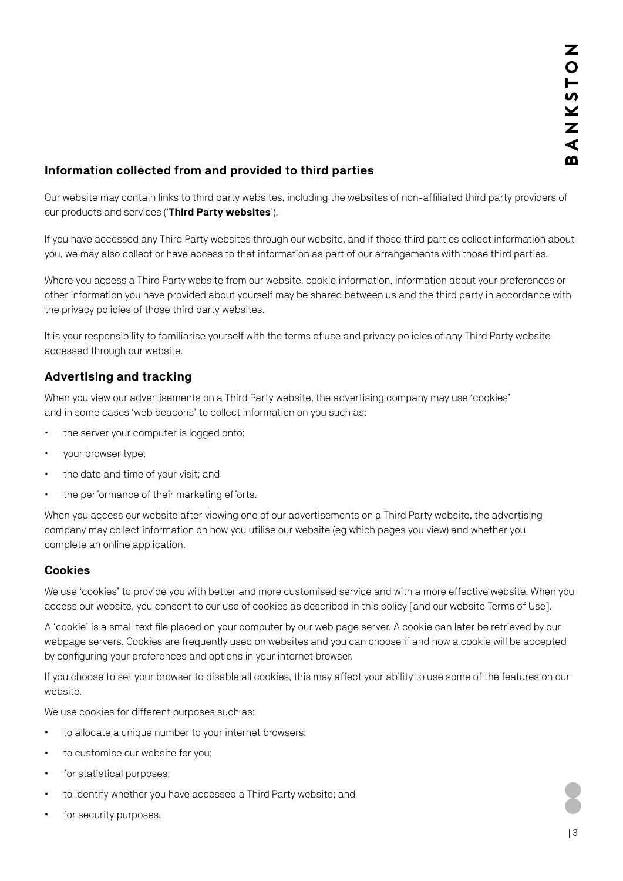## Information collected from and provided to third parties

Our website may contain links to third party websites, including the websites of non-affiliated third party providers of our products and services ('**Third Party websites**').

If you have accessed any Third Party websites through our website, and if those third parties collect information about you, we may also collect or have access to that information as part of our arrangements with those third parties.

Where you access a Third Party website from our website, cookie information, information about your preferences or other information you have provided about yourself may be shared between us and the third party in accordance with the privacy policies of those third party websites.

It is your responsibility to familiarise yourself with the terms of use and privacy policies of any Third Party website accessed through our website.

## Advertising and tracking

When you view our advertisements on a Third Party website, the advertising company may use 'cookies' and in some cases 'web beacons' to collect information on you such as:

- the server your computer is logged onto;
- your browser type;
- the date and time of your visit; and
- the performance of their marketing efforts.

When you access our website after viewing one of our advertisements on a Third Party website, the advertising company may collect information on how you utilise our website (eg which pages you view) and whether you complete an online application.

## Cookies

We use 'cookies' to provide you with better and more customised service and with a more effective website. When you access our website, you consent to our use of cookies as described in this policy [and our website Terms of Use].

A 'cookie' is a small text file placed on your computer by our web page server. A cookie can later be retrieved by our webpage servers. Cookies are frequently used on websites and you can choose if and how a cookie will be accepted by configuring your preferences and options in your internet browser.

If you choose to set your browser to disable all cookies, this may affect your ability to use some of the features on our website.

We use cookies for different purposes such as:

- to allocate a unique number to your internet browsers;
- to customise our website for you;
- for statistical purposes;
- to identify whether you have accessed a Third Party website; and
- for security purposes.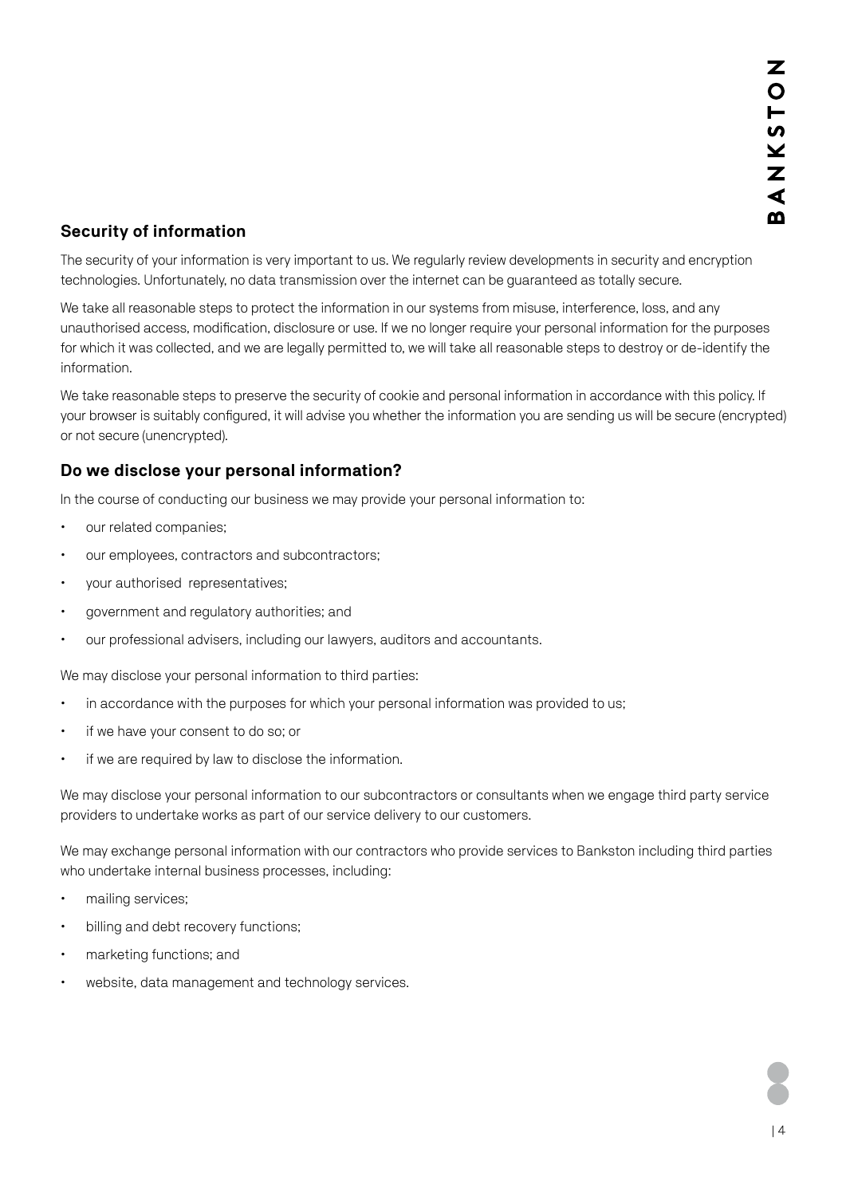## Security of information

The security of your information is very important to us. We regularly review developments in security and encryption technologies. Unfortunately, no data transmission over the internet can be guaranteed as totally secure.

We take all reasonable steps to protect the information in our systems from misuse, interference, loss, and any unauthorised access, modification, disclosure or use. If we no longer require your personal information for the purposes for which it was collected, and we are legally permitted to, we will take all reasonable steps to destroy or de-identify the information.

We take reasonable steps to preserve the security of cookie and personal information in accordance with this policy. If your browser is suitably configured, it will advise you whether the information you are sending us will be secure (encrypted) or not secure (unencrypted).

## Do we disclose your personal information?

In the course of conducting our business we may provide your personal information to:

- our related companies;
- our employees, contractors and subcontractors;
- your authorised representatives;
- government and regulatory authorities; and
- our professional advisers, including our lawyers, auditors and accountants.

We may disclose your personal information to third parties:

- in accordance with the purposes for which your personal information was provided to us;
- if we have your consent to do so; or
- if we are required by law to disclose the information.

We may disclose your personal information to our subcontractors or consultants when we engage third party service providers to undertake works as part of our service delivery to our customers.

We may exchange personal information with our contractors who provide services to Bankston including third parties who undertake internal business processes, including:

- mailing services;
- billing and debt recovery functions;
- marketing functions; and
- website, data management and technology services.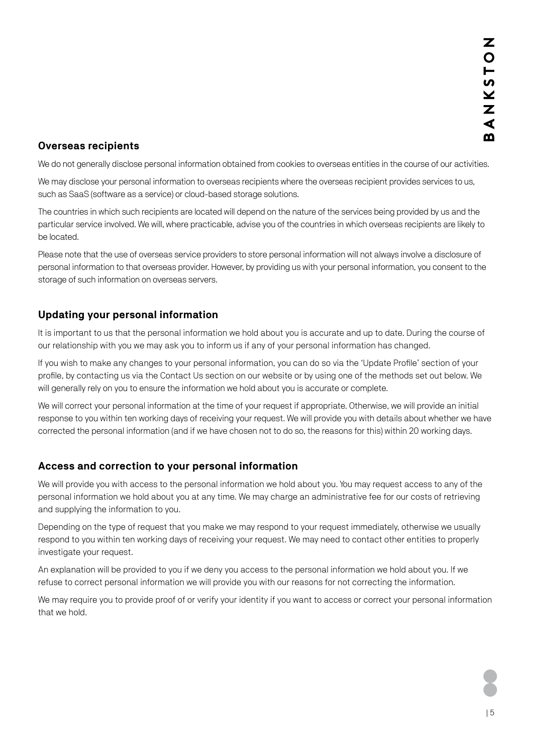## Overseas recipients

We do not generally disclose personal information obtained from cookies to overseas entities in the course of our activities.

We may disclose your personal information to overseas recipients where the overseas recipient provides services to us, such as SaaS (software as a service) or cloud-based storage solutions.

The countries in which such recipients are located will depend on the nature of the services being provided by us and the particular service involved. We will, where practicable, advise you of the countries in which overseas recipients are likely to be located.

Please note that the use of overseas service providers to store personal information will not always involve a disclosure of personal information to that overseas provider. However, by providing us with your personal information, you consent to the storage of such information on overseas servers.

## Updating your personal information

It is important to us that the personal information we hold about you is accurate and up to date. During the course of our relationship with you we may ask you to inform us if any of your personal information has changed.

If you wish to make any changes to your personal information, you can do so via the 'Update Profile' section of your profile, by contacting us via the Contact Us section on our website or by using one of the methods set out below. We will generally rely on you to ensure the information we hold about you is accurate or complete.

We will correct your personal information at the time of your request if appropriate. Otherwise, we will provide an initial response to you within ten working days of receiving your request. We will provide you with details about whether we have corrected the personal information (and if we have chosen not to do so, the reasons for this) within 20 working days.

## Access and correction to your personal information

We will provide you with access to the personal information we hold about you. You may request access to any of the personal information we hold about you at any time. We may charge an administrative fee for our costs of retrieving and supplying the information to you.

Depending on the type of request that you make we may respond to your request immediately, otherwise we usually respond to you within ten working days of receiving your request. We may need to contact other entities to properly investigate your request.

An explanation will be provided to you if we deny you access to the personal information we hold about you. If we refuse to correct personal information we will provide you with our reasons for not correcting the information.

We may require you to provide proof of or verify your identity if you want to access or correct your personal information that we hold.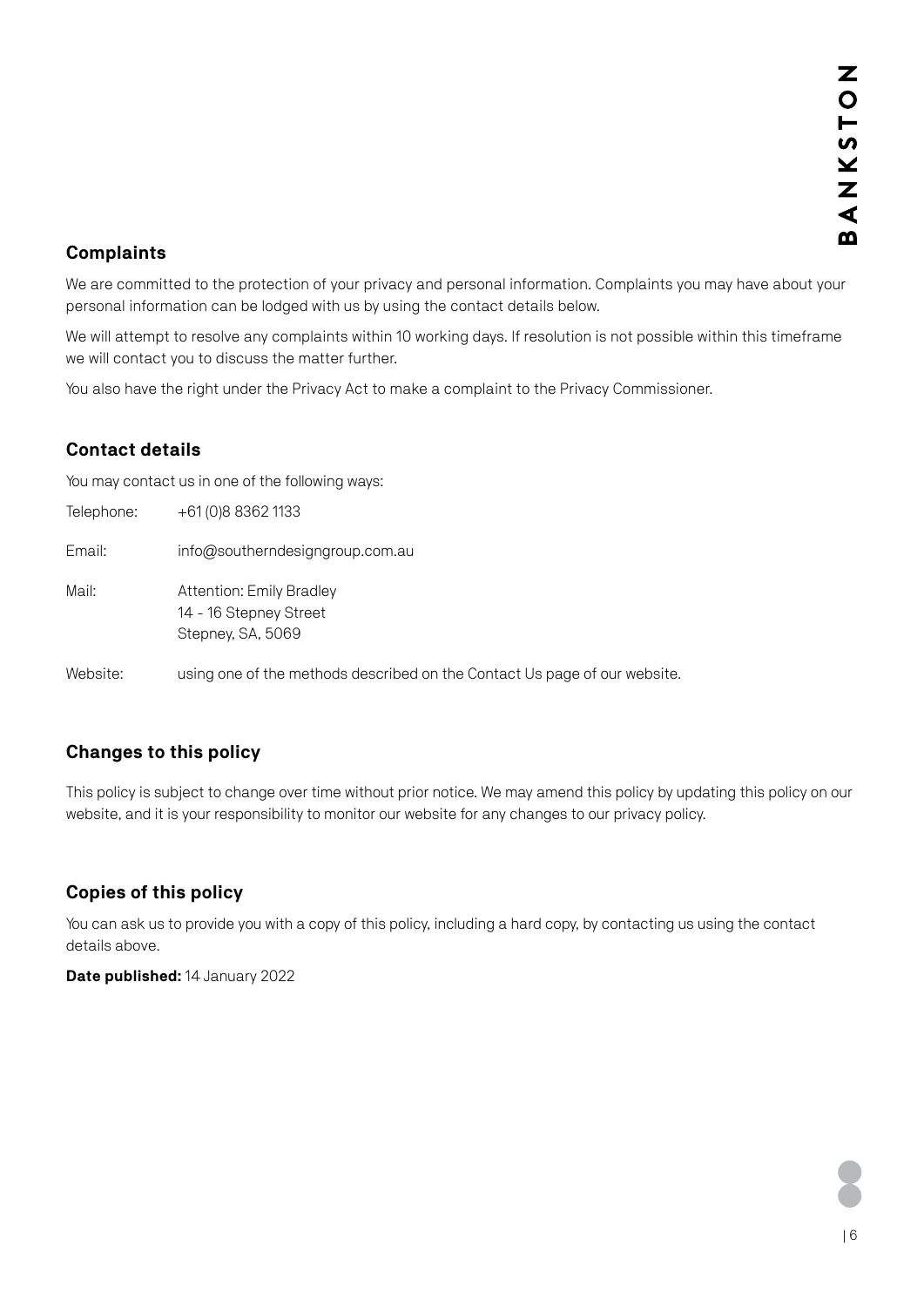## Complaints

We are committed to the protection of your privacy and personal information. Complaints you may have about your personal information can be lodged with us by using the contact details below.

We will attempt to resolve any complaints within 10 working days. If resolution is not possible within this timeframe we will contact you to discuss the matter further.

You also have the right under the Privacy Act to make a complaint to the Privacy Commissioner.

## Contact details

You may contact us in one of the following ways:

| | |
|---|---|
| Telephone: | +61 (0)8 8362 1133 |
| Email: | info@southerndesigngroup.com.au |
| Mail: | Attention: Emily Bradley<br>14 - 16 Stepney Street<br>Stepney, SA, 5069 |
| Website: | using one of the methods described on the Contact Us page of our website. |

## Changes to this policy

This policy is subject to change over time without prior notice. We may amend this policy by updating this policy on our website, and it is your responsibility to monitor our website for any changes to our privacy policy.

## Copies of this policy

You can ask us to provide you with a copy of this policy, including a hard copy, by contacting us using the contact details above.

**Date published:** 14 January 2022